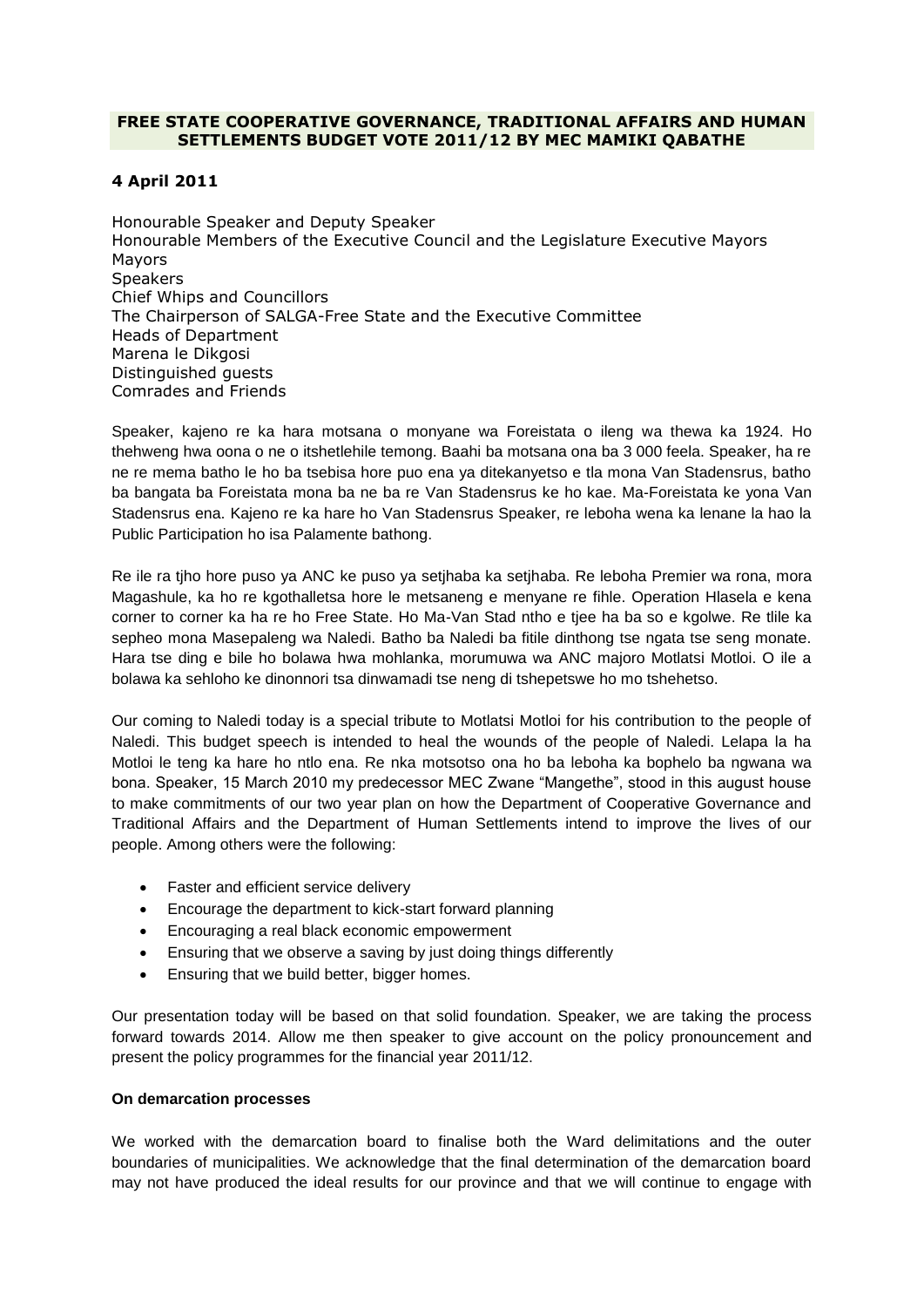**FREE STATE COOPERATIVE GOVERNANCE, TRADITIONAL AFFAIRS AND HUMAN SETTLEMENTS BUDGET VOTE 2011/12 BY MEC MAMIKI QABATHE**

**4 April 2011**

Honourable Speaker and Deputy Speaker
Honourable Members of the Executive Council and the Legislature Executive Mayors
Mayors
Speakers
Chief Whips and Councillors
The Chairperson of SALGA-Free State and the Executive Committee
Heads of Department
Marena le Dikgosi
Distinguished guests
Comrades and Friends

Speaker, kajeno re ka hara motsana o monyane wa Foreistata o ileng wa thewa ka 1924. Ho thehweng hwa oona o ne o itshetlehile temong. Baahi ba motsana ona ba 3 000 feela. Speaker, ha re ne re mema batho le ho ba tsebisa hore puo ena ya ditekanyetso e tla mona Van Stadensrus, batho ba bangata ba Foreistata mona ba ne ba re Van Stadensrus ke ho kae. Ma-Foreistata ke yona Van Stadensrus ena. Kajeno re ka hare ho Van Stadensrus Speaker, re leboha wena ka lenane la hao la Public Participation ho isa Palamente bathong.

Re ile ra tjho hore puso ya ANC ke puso ya setjhaba ka setjhaba. Re leboha Premier wa rona, mora Magashule, ka ho re kgothalletsa hore le metsaneng e menyane re fihle. Operation Hlasela e kena corner to corner ka ha re ho Free State. Ho Ma-Van Stad ntho e tjee ha ba so e kgolwe. Re tlile ka sepheo mona Masepaleng wa Naledi. Batho ba Naledi ba fitile dinthong tse ngata tse seng monate. Hara tse ding e bile ho bolawa hwa mohlanka, morumuwa wa ANC majoro Motlatsi Motloi. O ile a bolawa ka sehloho ke dinonnori tsa dinwamadi tse neng di tshepetswe ho mo tshehetso.

Our coming to Naledi today is a special tribute to Motlatsi Motloi for his contribution to the people of Naledi. This budget speech is intended to heal the wounds of the people of Naledi. Lelapa la ha Motloi le teng ka hare ho ntlo ena. Re nka motsotso ona ho ba leboha ka bophelo ba ngwana wa bona. Speaker, 15 March 2010 my predecessor MEC Zwane "Mangethe", stood in this august house to make commitments of our two year plan on how the Department of Cooperative Governance and Traditional Affairs and the Department of Human Settlements intend to improve the lives of our people. Among others were the following:

- Faster and efficient service delivery
- Encourage the department to kick-start forward planning
- Encouraging a real black economic empowerment
- Ensuring that we observe a saving by just doing things differently
- Ensuring that we build better, bigger homes.

Our presentation today will be based on that solid foundation. Speaker, we are taking the process forward towards 2014. Allow me then speaker to give account on the policy pronouncement and present the policy programmes for the financial year 2011/12.

**On demarcation processes**

We worked with the demarcation board to finalise both the Ward delimitations and the outer boundaries of municipalities. We acknowledge that the final determination of the demarcation board may not have produced the ideal results for our province and that we will continue to engage with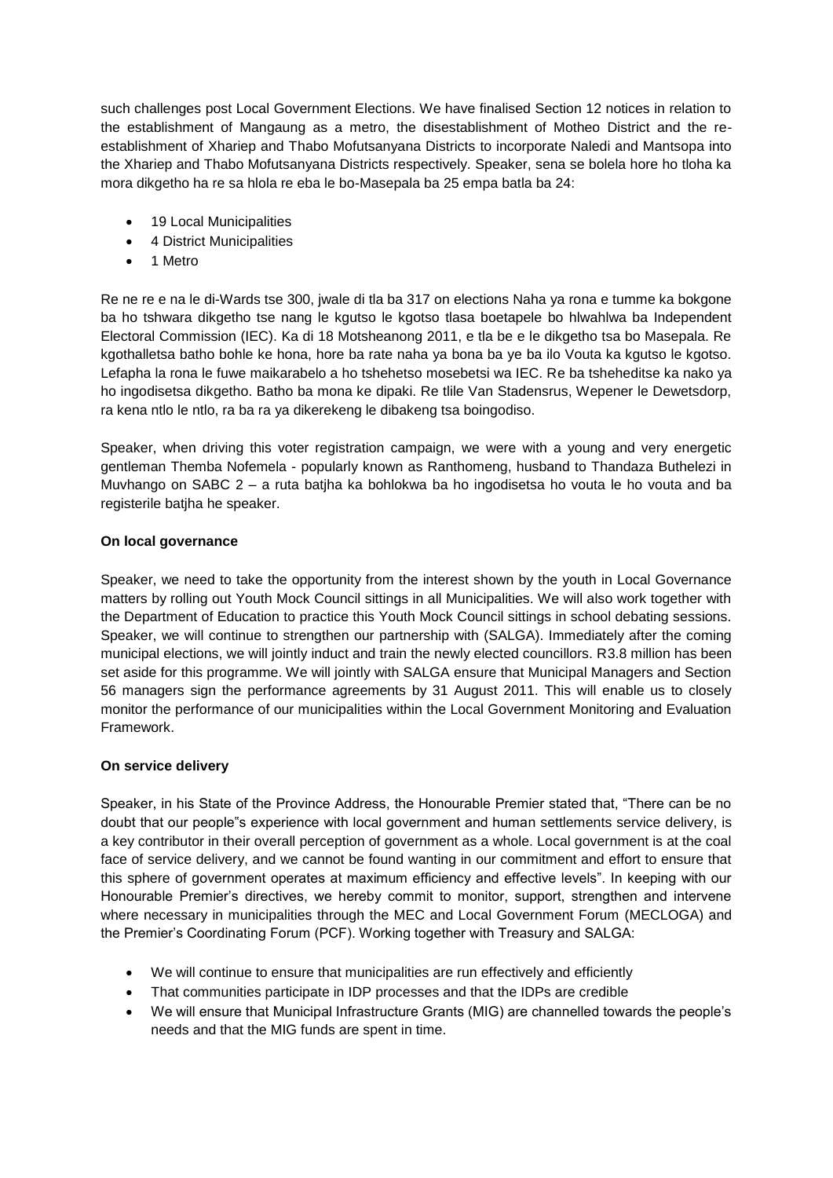such challenges post Local Government Elections. We have finalised Section 12 notices in relation to the establishment of Mangaung as a metro, the disestablishment of Motheo District and the re-establishment of Xhariep and Thabo Mofutsanyana Districts to incorporate Naledi and Mantsopa into the Xhariep and Thabo Mofutsanyana Districts respectively. Speaker, sena se bolela hore ho tloha ka mora dikgetho ha re sa hlola re eba le bo-Masepala ba 25 empa batla ba 24:

- 19 Local Municipalities
- 4 District Municipalities
- 1 Metro

Re ne re e na le di-Wards tse 300, jwale di tla ba 317 on elections Naha ya rona e tumme ka bokgone ba ho tshwara dikgetho tse nang le kgutso le kgotso tlasa boetapele bo hlwahlwa ba Independent Electoral Commission (IEC). Ka di 18 Motsheanong 2011, e tla be e le dikgetho tsa bo Masepala. Re kgothalletsa batho bohle ke hona, hore ba rate naha ya bona ba ye ba ilo Vouta ka kgutso le kgotso. Lefapha la rona le fuwe maikarabelo a ho tshehetso mosebetsi wa IEC. Re ba tsheheditse ka nako ya ho ingodisetsa dikgetho. Batho ba mona ke dipaki. Re tlile Van Stadensrus, Wepener le Dewetsdorp, ra kena ntlo le ntlo, ra ba ra ya dikerekeng le dibakeng tsa boingodiso.

Speaker, when driving this voter registration campaign, we were with a young and very energetic gentleman Themba Nofemela - popularly known as Ranthomeng, husband to Thandaza Buthelezi in Muvhango on SABC 2 – a ruta batjha ka bohlokwa ba ho ingodisetsa ho vouta le ho vouta and ba registerile batjha he speaker.

**On local governance**

Speaker, we need to take the opportunity from the interest shown by the youth in Local Governance matters by rolling out Youth Mock Council sittings in all Municipalities. We will also work together with the Department of Education to practice this Youth Mock Council sittings in school debating sessions. Speaker, we will continue to strengthen our partnership with (SALGA). Immediately after the coming municipal elections, we will jointly induct and train the newly elected councillors. R3.8 million has been set aside for this programme. We will jointly with SALGA ensure that Municipal Managers and Section 56 managers sign the performance agreements by 31 August 2011. This will enable us to closely monitor the performance of our municipalities within the Local Government Monitoring and Evaluation Framework.

**On service delivery**

Speaker, in his State of the Province Address, the Honourable Premier stated that, "There can be no doubt that our people"s experience with local government and human settlements service delivery, is a key contributor in their overall perception of government as a whole. Local government is at the coal face of service delivery, and we cannot be found wanting in our commitment and effort to ensure that this sphere of government operates at maximum efficiency and effective levels". In keeping with our Honourable Premier's directives, we hereby commit to monitor, support, strengthen and intervene where necessary in municipalities through the MEC and Local Government Forum (MECLOGA) and the Premier's Coordinating Forum (PCF). Working together with Treasury and SALGA:

- We will continue to ensure that municipalities are run effectively and efficiently
- That communities participate in IDP processes and that the IDPs are credible
- We will ensure that Municipal Infrastructure Grants (MIG) are channelled towards the people's needs and that the MIG funds are spent in time.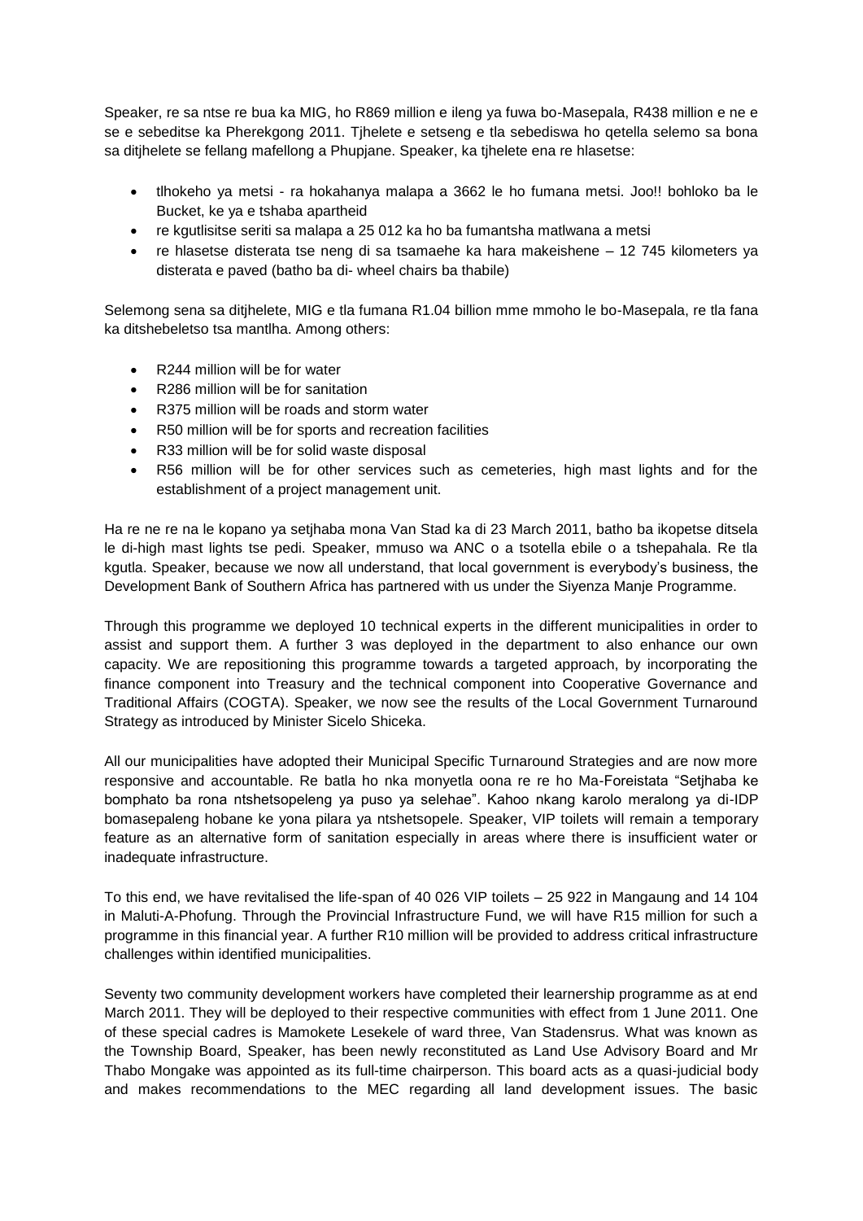Speaker, re sa ntse re bua ka MIG, ho R869 million e ileng ya fuwa bo-Masepala, R438 million e ne e se e sebeditse ka Pherekgong 2011. Tjhelete e setseng e tla sebediswa ho qetella selemo sa bona sa ditjhelete se fellang mafellong a Phupjane. Speaker, ka tjhelete ena re hlasetse:

- tlhokeho ya metsi - ra hokahanya malapa a 3662 le ho fumana metsi. Joo!! bohloko ba le Bucket, ke ya e tshaba apartheid
- re kgutlisitse seriti sa malapa a 25 012 ka ho ba fumantsha matlwana a metsi
- re hlasetse disterata tse neng di sa tsamaehe ka hara makeishene – 12 745 kilometers ya disterata e paved (batho ba di- wheel chairs ba thabile)

Selemong sena sa ditjhelete, MIG e tla fumana R1.04 billion mme mmoho le bo-Masepala, re tla fana ka ditshebeletso tsa mantlha. Among others:

- R244 million will be for water
- R286 million will be for sanitation
- R375 million will be roads and storm water
- R50 million will be for sports and recreation facilities
- R33 million will be for solid waste disposal
- R56 million will be for other services such as cemeteries, high mast lights and for the establishment of a project management unit.

Ha re ne re na le kopano ya setjhaba mona Van Stad ka di 23 March 2011, batho ba ikopetse ditsela le di-high mast lights tse pedi. Speaker, mmuso wa ANC o a tsotella ebile o a tshepahala. Re tla kgutla. Speaker, because we now all understand, that local government is everybody's business, the Development Bank of Southern Africa has partnered with us under the Siyenza Manje Programme.

Through this programme we deployed 10 technical experts in the different municipalities in order to assist and support them. A further 3 was deployed in the department to also enhance our own capacity. We are repositioning this programme towards a targeted approach, by incorporating the finance component into Treasury and the technical component into Cooperative Governance and Traditional Affairs (COGTA). Speaker, we now see the results of the Local Government Turnaround Strategy as introduced by Minister Sicelo Shiceka.

All our municipalities have adopted their Municipal Specific Turnaround Strategies and are now more responsive and accountable. Re batla ho nka monyetla oona re re ho Ma-Foreistata "Setjhaba ke bomphato ba rona ntshetsopeleng ya puso ya selehae". Kahoo nkang karolo meralong ya di-IDP bomasepaleng hobane ke yona pilara ya ntshetsopele. Speaker, VIP toilets will remain a temporary feature as an alternative form of sanitation especially in areas where there is insufficient water or inadequate infrastructure.

To this end, we have revitalised the life-span of 40 026 VIP toilets – 25 922 in Mangaung and 14 104 in Maluti-A-Phofung. Through the Provincial Infrastructure Fund, we will have R15 million for such a programme in this financial year. A further R10 million will be provided to address critical infrastructure challenges within identified municipalities.

Seventy two community development workers have completed their learnership programme as at end March 2011. They will be deployed to their respective communities with effect from 1 June 2011. One of these special cadres is Mamokete Lesekele of ward three, Van Stadensrus. What was known as the Township Board, Speaker, has been newly reconstituted as Land Use Advisory Board and Mr Thabo Mongake was appointed as its full-time chairperson. This board acts as a quasi-judicial body and makes recommendations to the MEC regarding all land development issues. The basic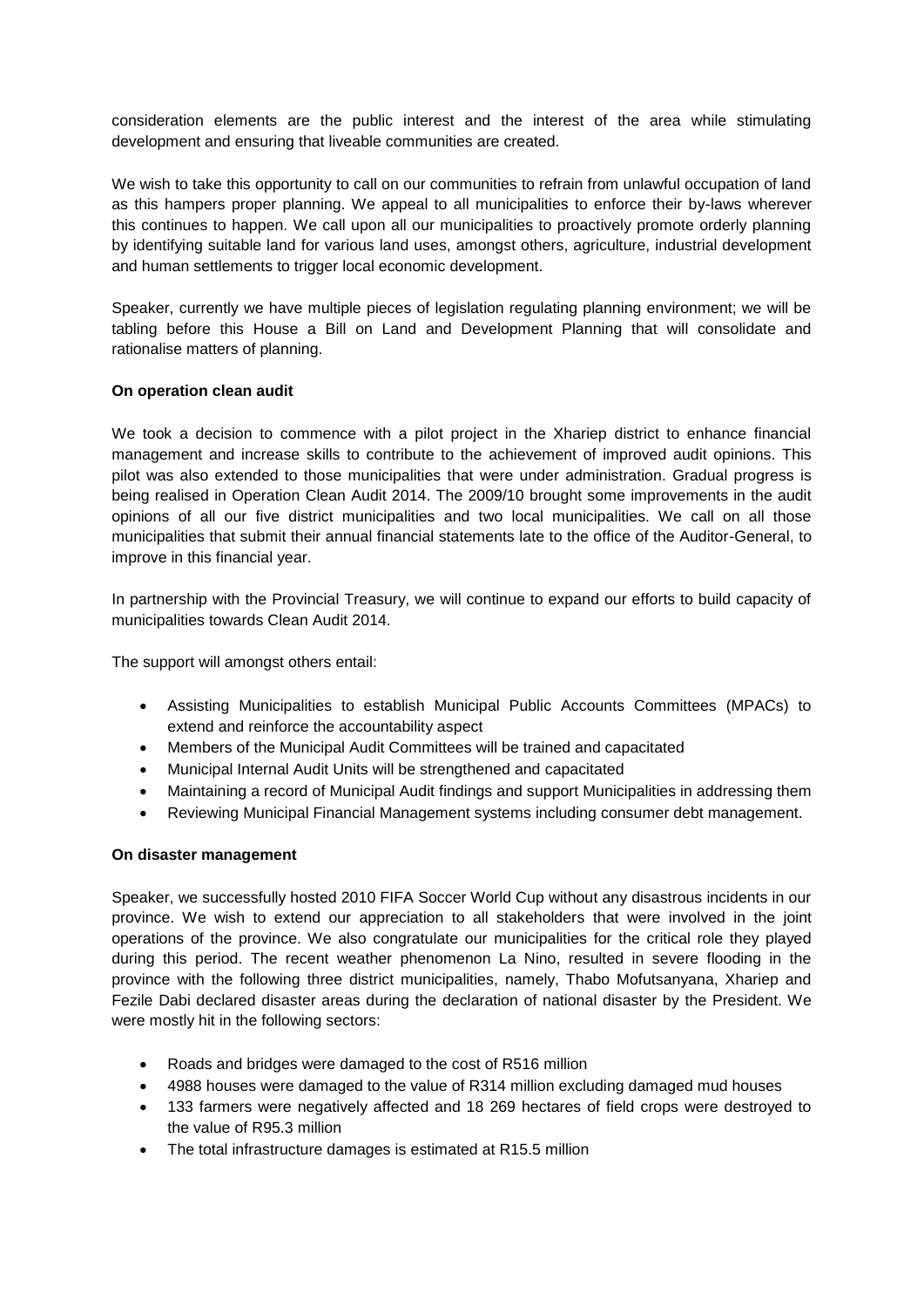consideration elements are the public interest and the interest of the area while stimulating development and ensuring that liveable communities are created.

We wish to take this opportunity to call on our communities to refrain from unlawful occupation of land as this hampers proper planning. We appeal to all municipalities to enforce their by-laws wherever this continues to happen. We call upon all our municipalities to proactively promote orderly planning by identifying suitable land for various land uses, amongst others, agriculture, industrial development and human settlements to trigger local economic development.

Speaker, currently we have multiple pieces of legislation regulating planning environment; we will be tabling before this House a Bill on Land and Development Planning that will consolidate and rationalise matters of planning.

**On operation clean audit**

We took a decision to commence with a pilot project in the Xhariep district to enhance financial management and increase skills to contribute to the achievement of improved audit opinions. This pilot was also extended to those municipalities that were under administration. Gradual progress is being realised in Operation Clean Audit 2014. The 2009/10 brought some improvements in the audit opinions of all our five district municipalities and two local municipalities. We call on all those municipalities that submit their annual financial statements late to the office of the Auditor-General, to improve in this financial year.

In partnership with the Provincial Treasury, we will continue to expand our efforts to build capacity of municipalities towards Clean Audit 2014.

The support will amongst others entail:

- Assisting Municipalities to establish Municipal Public Accounts Committees (MPACs) to extend and reinforce the accountability aspect
- Members of the Municipal Audit Committees will be trained and capacitated
- Municipal Internal Audit Units will be strengthened and capacitated
- Maintaining a record of Municipal Audit findings and support Municipalities in addressing them
- Reviewing Municipal Financial Management systems including consumer debt management.

**On disaster management**

Speaker, we successfully hosted 2010 FIFA Soccer World Cup without any disastrous incidents in our province. We wish to extend our appreciation to all stakeholders that were involved in the joint operations of the province. We also congratulate our municipalities for the critical role they played during this period. The recent weather phenomenon La Nino, resulted in severe flooding in the province with the following three district municipalities, namely, Thabo Mofutsanyana, Xhariep and Fezile Dabi declared disaster areas during the declaration of national disaster by the President. We were mostly hit in the following sectors:

- Roads and bridges were damaged to the cost of R516 million
- 4988 houses were damaged to the value of R314 million excluding damaged mud houses
- 133 farmers were negatively affected and 18 269 hectares of field crops were destroyed to the value of R95.3 million
- The total infrastructure damages is estimated at R15.5 million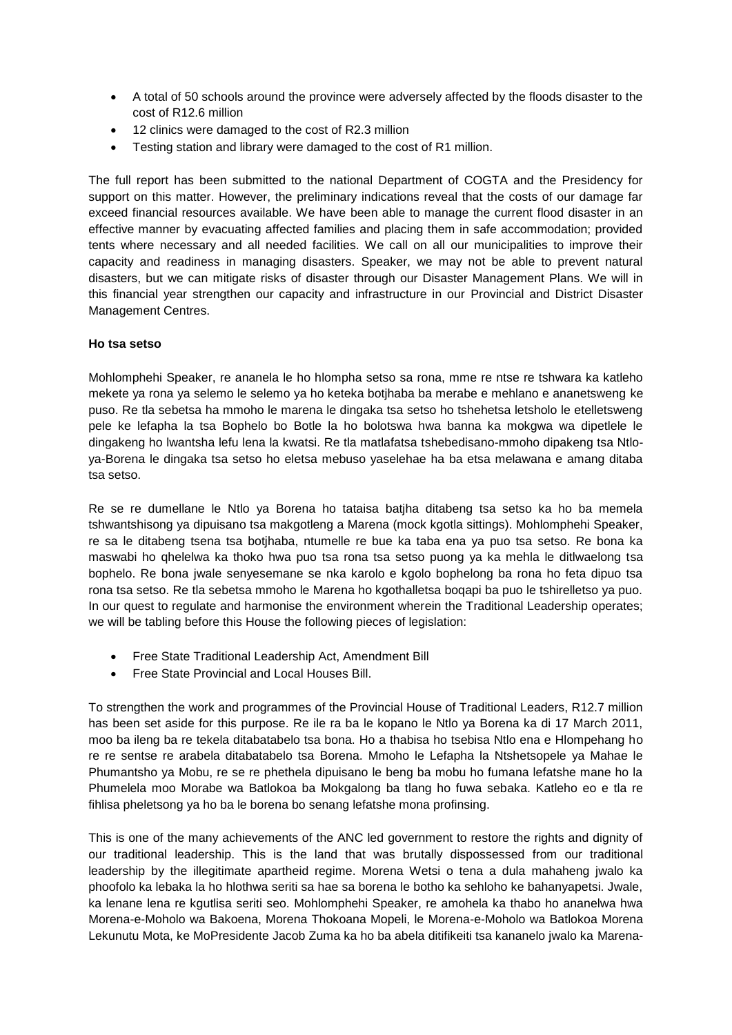- A total of 50 schools around the province were adversely affected by the floods disaster to the cost of R12.6 million
- 12 clinics were damaged to the cost of R2.3 million
- Testing station and library were damaged to the cost of R1 million.

The full report has been submitted to the national Department of COGTA and the Presidency for support on this matter. However, the preliminary indications reveal that the costs of our damage far exceed financial resources available. We have been able to manage the current flood disaster in an effective manner by evacuating affected families and placing them in safe accommodation; provided tents where necessary and all needed facilities. We call on all our municipalities to improve their capacity and readiness in managing disasters. Speaker, we may not be able to prevent natural disasters, but we can mitigate risks of disaster through our Disaster Management Plans. We will in this financial year strengthen our capacity and infrastructure in our Provincial and District Disaster Management Centres.

**Ho tsa setso**

Mohlomphehi Speaker, re ananela le ho hlompha setso sa rona, mme re ntse re tshwara ka katleho mekete ya rona ya selemo le selemo ya ho keteka botjhaba ba merabe e mehlano e ananetsweng ke puso. Re tla sebetsa ha mmoho le marena le dingaka tsa setso ho tshehetsa letsholo le etelletsweng pele ke lefapha la tsa Bophelo bo Botle la ho bolotswa hwa banna ka mokgwa wa dipetlele le dingakeng ho lwantsha lefu lena la kwatsi. Re tla matlafatsa tshebedisano-mmoho dipakeng tsa Ntlo-ya-Borena le dingaka tsa setso ho eletsa mebuso yaselehae ha ba etsa melawana e amang ditaba tsa setso.

Re se re dumellane le Ntlo ya Borena ho tataisa batjha ditabeng tsa setso ka ho ba memela tshwantshisong ya dipuisano tsa makgotleng a Marena (mock kgotla sittings). Mohlomphehi Speaker, re sa le ditabeng tsena tsa botjhaba, ntumelle re bue ka taba ena ya puo tsa setso. Re bona ka maswabi ho qhelelwa ka thoko hwa puo tsa rona tsa setso puong ya ka mehla le ditlwaelong tsa bophelo. Re bona jwale senyesemane se nka karolo e kgolo bophelong ba rona ho feta dipuo tsa rona tsa setso. Re tla sebetsa mmoho le Marena ho kgothalletsa boqapi ba puo le tshirelletso ya puo. In our quest to regulate and harmonise the environment wherein the Traditional Leadership operates; we will be tabling before this House the following pieces of legislation:

- Free State Traditional Leadership Act, Amendment Bill
- Free State Provincial and Local Houses Bill.

To strengthen the work and programmes of the Provincial House of Traditional Leaders, R12.7 million has been set aside for this purpose. Re ile ra ba le kopano le Ntlo ya Borena ka di 17 March 2011, moo ba ileng ba re tekela ditabatabelo tsa bona. Ho a thabisa ho tsebisa Ntlo ena e Hlompehang ho re re sentse re arabela ditabatabelo tsa Borena. Mmoho le Lefapha la Ntshetsopele ya Mahae le Phumantsho ya Mobu, re se re phethela dipuisano le beng ba mobu ho fumana lefatshe mane ho la Phumelela moo Morabe wa Batlokoa ba Mokgalong ba tlang ho fuwa sebaka. Katleho eo e tla re fihlisa pheletsong ya ho ba le borena bo senang lefatshe mona profinsing.

This is one of the many achievements of the ANC led government to restore the rights and dignity of our traditional leadership. This is the land that was brutally dispossessed from our traditional leadership by the illegitimate apartheid regime. Morena Wetsi o tena a dula mahaheng jwalo ka phoofolo ka lebaka la ho hlothwa seriti sa hae sa borena le botho ka sehloho ke bahanyapetsi. Jwale, ka lenane lena re kgutlisa seriti seo. Mohlomphehi Speaker, re amohela ka thabo ho ananelwa hwa Morena-e-Moholo wa Bakoena, Morena Thokoana Mopeli, le Morena-e-Moholo wa Batlokoa Morena Lekunutu Mota, ke MoPresidente Jacob Zuma ka ho ba abela ditifikeiti tsa kananelo jwalo ka Marena-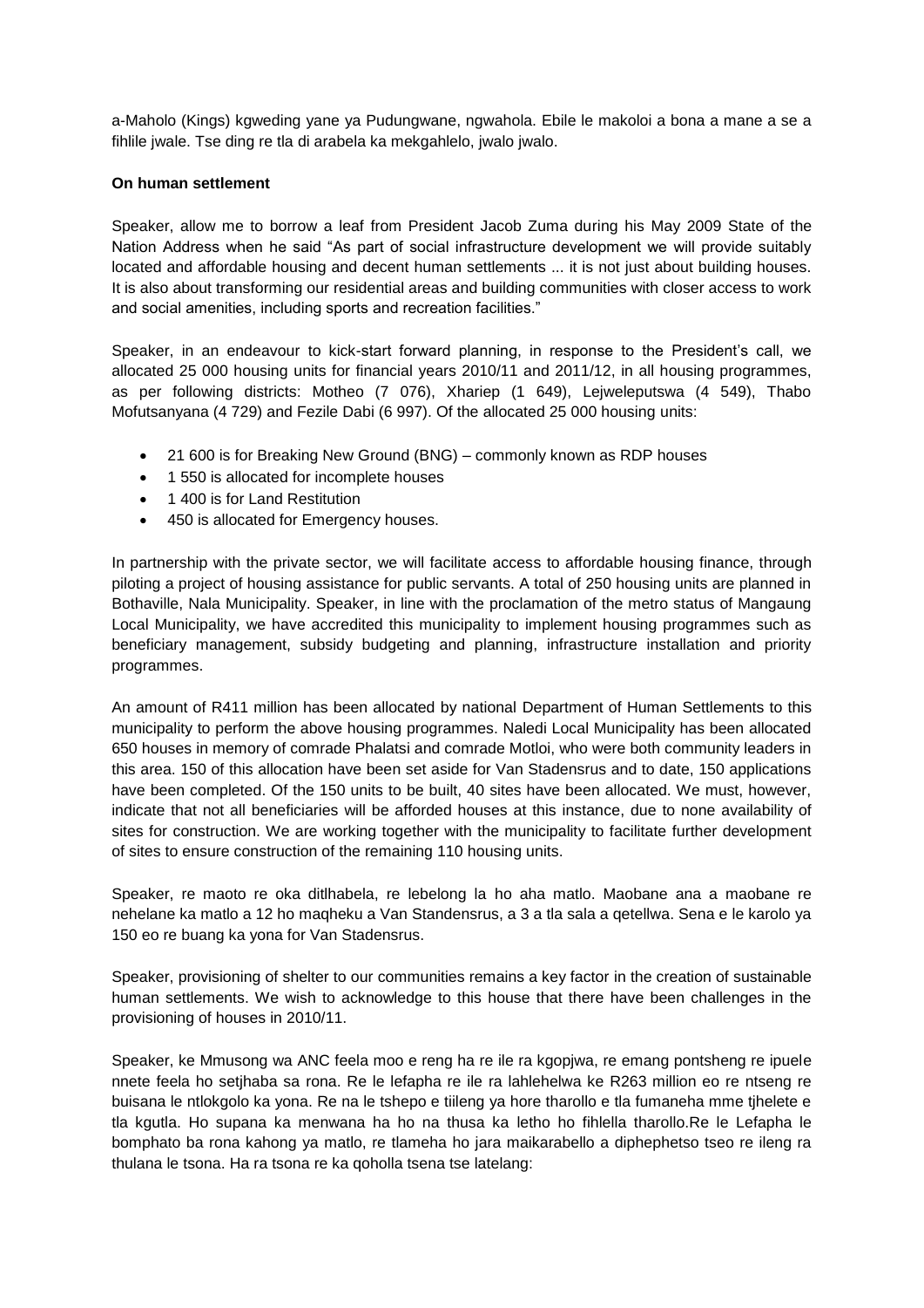a-Maholo (Kings) kgweding yane ya Pudungwane, ngwahola. Ebile le makoloi a bona a mane a se a fihlile jwale. Tse ding re tla di arabela ka mekgahlelo, jwalo jwalo.

**On human settlement**

Speaker, allow me to borrow a leaf from President Jacob Zuma during his May 2009 State of the Nation Address when he said "As part of social infrastructure development we will provide suitably located and affordable housing and decent human settlements ... it is not just about building houses. It is also about transforming our residential areas and building communities with closer access to work and social amenities, including sports and recreation facilities."

Speaker, in an endeavour to kick-start forward planning, in response to the President's call, we allocated 25 000 housing units for financial years 2010/11 and 2011/12, in all housing programmes, as per following districts: Motheo (7 076), Xhariep (1 649), Lejweleputswa (4 549), Thabo Mofutsanyana (4 729) and Fezile Dabi (6 997). Of the allocated 25 000 housing units:

- 21 600 is for Breaking New Ground (BNG) – commonly known as RDP houses
- 1 550 is allocated for incomplete houses
- 1 400 is for Land Restitution
- 450 is allocated for Emergency houses.

In partnership with the private sector, we will facilitate access to affordable housing finance, through piloting a project of housing assistance for public servants. A total of 250 housing units are planned in Bothaville, Nala Municipality. Speaker, in line with the proclamation of the metro status of Mangaung Local Municipality, we have accredited this municipality to implement housing programmes such as beneficiary management, subsidy budgeting and planning, infrastructure installation and priority programmes.

An amount of R411 million has been allocated by national Department of Human Settlements to this municipality to perform the above housing programmes. Naledi Local Municipality has been allocated 650 houses in memory of comrade Phalatsi and comrade Motloi, who were both community leaders in this area. 150 of this allocation have been set aside for Van Stadensrus and to date, 150 applications have been completed. Of the 150 units to be built, 40 sites have been allocated. We must, however, indicate that not all beneficiaries will be afforded houses at this instance, due to none availability of sites for construction. We are working together with the municipality to facilitate further development of sites to ensure construction of the remaining 110 housing units.

Speaker, re maoto re oka ditlhabela, re lebelong la ho aha matlo. Maobane ana a maobane re nehelane ka matlo a 12 ho maqheku a Van Standensrus, a 3 a tla sala a qetellwa. Sena e le karolo ya 150 eo re buang ka yona for Van Stadensrus.

Speaker, provisioning of shelter to our communities remains a key factor in the creation of sustainable human settlements. We wish to acknowledge to this house that there have been challenges in the provisioning of houses in 2010/11.

Speaker, ke Mmusong wa ANC feela moo e reng ha re ile ra kgopjwa, re emang pontsheng re ipuele nnete feela ho setjhaba sa rona. Re le lefapha re ile ra lahlehelwa ke R263 million eo re ntseng re buisana le ntlokgolo ka yona. Re na le tshepo e tiileng ya hore tharollo e tla fumaneha mme tjhelete e tla kgutla. Ho supana ka menwana ha ho na thusa ka letho ho fihlella tharollo.Re le Lefapha le bomphato ba rona kahong ya matlo, re tlameha ho jara maikarabello a diphephetso tseo re ileng ra thulana le tsona. Ha ra tsona re ka qoholla tsena tse latelang: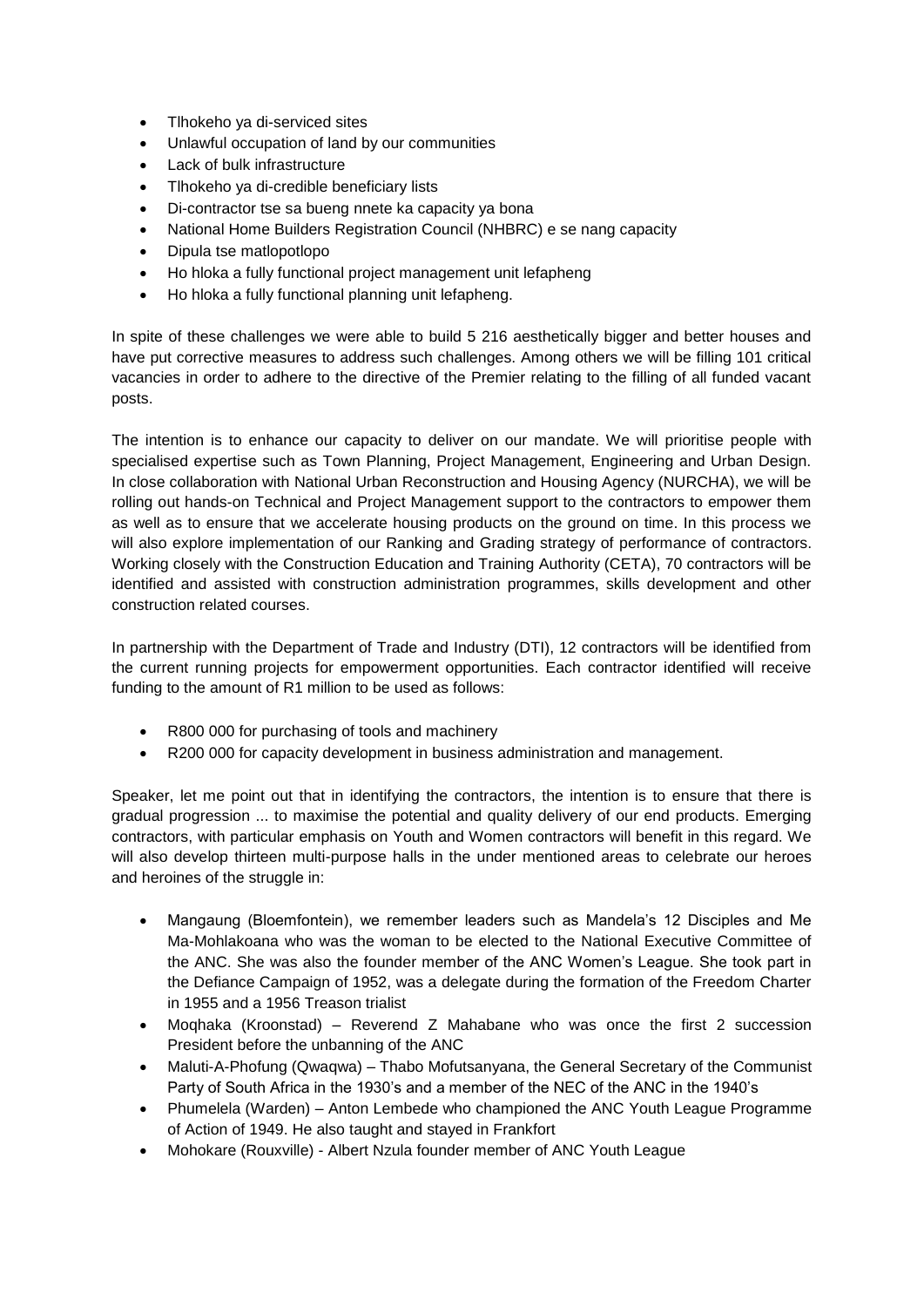- Tlhokeho ya di-serviced sites
- Unlawful occupation of land by our communities
- Lack of bulk infrastructure
- Tlhokeho ya di-credible beneficiary lists
- Di-contractor tse sa bueng nnete ka capacity ya bona
- National Home Builders Registration Council (NHBRC) e se nang capacity
- Dipula tse matlopotlopo
- Ho hloka a fully functional project management unit lefapheng
- Ho hloka a fully functional planning unit lefapheng.

In spite of these challenges we were able to build 5 216 aesthetically bigger and better houses and have put corrective measures to address such challenges. Among others we will be filling 101 critical vacancies in order to adhere to the directive of the Premier relating to the filling of all funded vacant posts.

The intention is to enhance our capacity to deliver on our mandate. We will prioritise people with specialised expertise such as Town Planning, Project Management, Engineering and Urban Design. In close collaboration with National Urban Reconstruction and Housing Agency (NURCHA), we will be rolling out hands-on Technical and Project Management support to the contractors to empower them as well as to ensure that we accelerate housing products on the ground on time. In this process we will also explore implementation of our Ranking and Grading strategy of performance of contractors. Working closely with the Construction Education and Training Authority (CETA), 70 contractors will be identified and assisted with construction administration programmes, skills development and other construction related courses.

In partnership with the Department of Trade and Industry (DTI), 12 contractors will be identified from the current running projects for empowerment opportunities. Each contractor identified will receive funding to the amount of R1 million to be used as follows:

- R800 000 for purchasing of tools and machinery
- R200 000 for capacity development in business administration and management.

Speaker, let me point out that in identifying the contractors, the intention is to ensure that there is gradual progression ... to maximise the potential and quality delivery of our end products. Emerging contractors, with particular emphasis on Youth and Women contractors will benefit in this regard. We will also develop thirteen multi-purpose halls in the under mentioned areas to celebrate our heroes and heroines of the struggle in:

- Mangaung (Bloemfontein), we remember leaders such as Mandela's 12 Disciples and Me Ma-Mohlakoana who was the woman to be elected to the National Executive Committee of the ANC. She was also the founder member of the ANC Women's League. She took part in the Defiance Campaign of 1952, was a delegate during the formation of the Freedom Charter in 1955 and a 1956 Treason trialist
- Moqhaka (Kroonstad) – Reverend Z Mahabane who was once the first 2 succession President before the unbanning of the ANC
- Maluti-A-Phofung (Qwaqwa) – Thabo Mofutsanyana, the General Secretary of the Communist Party of South Africa in the 1930's and a member of the NEC of the ANC in the 1940's
- Phumelela (Warden) – Anton Lembede who championed the ANC Youth League Programme of Action of 1949. He also taught and stayed in Frankfort
- Mohokare (Rouxville) - Albert Nzula founder member of ANC Youth League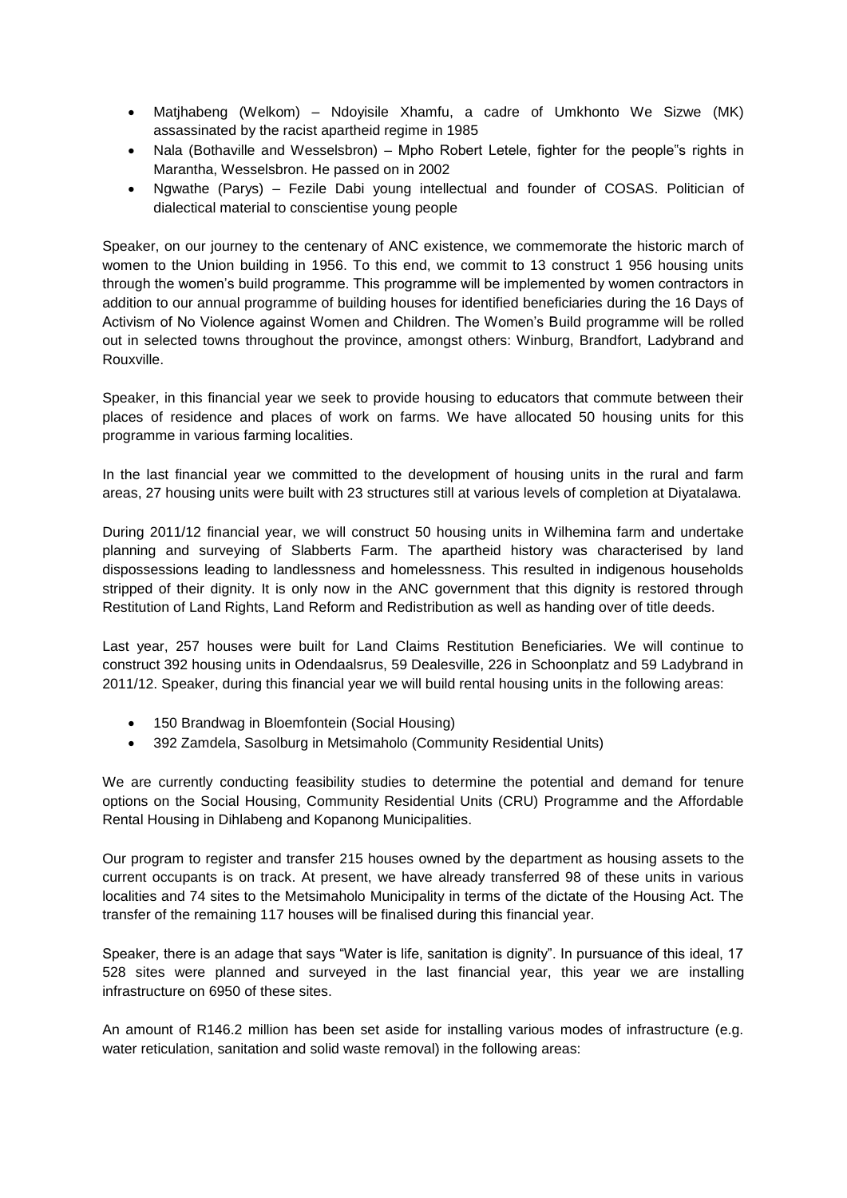- Matjhabeng (Welkom) – Ndoyisile Xhamfu, a cadre of Umkhonto We Sizwe (MK) assassinated by the racist apartheid regime in 1985
- Nala (Bothaville and Wesselsbron) – Mpho Robert Letele, fighter for the people"s rights in Marantha, Wesselsbron. He passed on in 2002
- Ngwathe (Parys) – Fezile Dabi young intellectual and founder of COSAS. Politician of dialectical material to conscientise young people

Speaker, on our journey to the centenary of ANC existence, we commemorate the historic march of women to the Union building in 1956. To this end, we commit to 13 construct 1 956 housing units through the women's build programme. This programme will be implemented by women contractors in addition to our annual programme of building houses for identified beneficiaries during the 16 Days of Activism of No Violence against Women and Children. The Women's Build programme will be rolled out in selected towns throughout the province, amongst others: Winburg, Brandfort, Ladybrand and Rouxville.

Speaker, in this financial year we seek to provide housing to educators that commute between their places of residence and places of work on farms. We have allocated 50 housing units for this programme in various farming localities.

In the last financial year we committed to the development of housing units in the rural and farm areas, 27 housing units were built with 23 structures still at various levels of completion at Diyatalawa.

During 2011/12 financial year, we will construct 50 housing units in Wilhemina farm and undertake planning and surveying of Slabberts Farm. The apartheid history was characterised by land dispossessions leading to landlessness and homelessness. This resulted in indigenous households stripped of their dignity. It is only now in the ANC government that this dignity is restored through Restitution of Land Rights, Land Reform and Redistribution as well as handing over of title deeds.

Last year, 257 houses were built for Land Claims Restitution Beneficiaries. We will continue to construct 392 housing units in Odendaalsrus, 59 Dealesville, 226 in Schoonplatz and 59 Ladybrand in 2011/12. Speaker, during this financial year we will build rental housing units in the following areas:

- 150 Brandwag in Bloemfontein (Social Housing)
- 392 Zamdela, Sasolburg in Metsimaholo (Community Residential Units)

We are currently conducting feasibility studies to determine the potential and demand for tenure options on the Social Housing, Community Residential Units (CRU) Programme and the Affordable Rental Housing in Dihlabeng and Kopanong Municipalities.

Our program to register and transfer 215 houses owned by the department as housing assets to the current occupants is on track. At present, we have already transferred 98 of these units in various localities and 74 sites to the Metsimaholo Municipality in terms of the dictate of the Housing Act. The transfer of the remaining 117 houses will be finalised during this financial year.

Speaker, there is an adage that says "Water is life, sanitation is dignity". In pursuance of this ideal, 17 528 sites were planned and surveyed in the last financial year, this year we are installing infrastructure on 6950 of these sites.

An amount of R146.2 million has been set aside for installing various modes of infrastructure (e.g. water reticulation, sanitation and solid waste removal) in the following areas: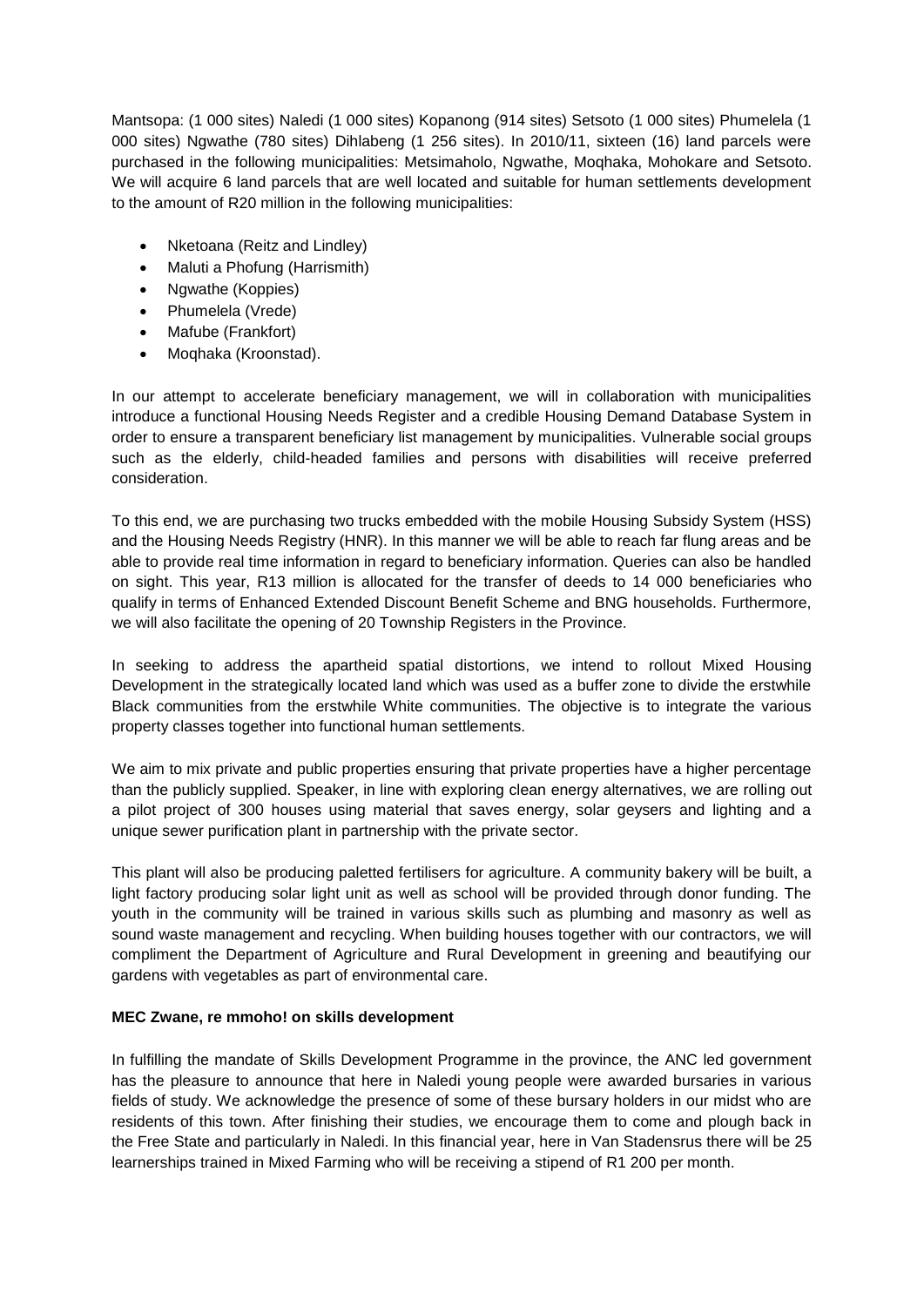Mantsopa: (1 000 sites) Naledi (1 000 sites) Kopanong (914 sites) Setsoto (1 000 sites) Phumelela (1 000 sites) Ngwathe (780 sites) Dihlabeng (1 256 sites). In 2010/11, sixteen (16) land parcels were purchased in the following municipalities: Metsimaholo, Ngwathe, Moqhaka, Mohokare and Setsoto. We will acquire 6 land parcels that are well located and suitable for human settlements development to the amount of R20 million in the following municipalities:

- Nketoana (Reitz and Lindley)
- Maluti a Phofung (Harrismith)
- Ngwathe (Koppies)
- Phumelela (Vrede)
- Mafube (Frankfort)
- Moqhaka (Kroonstad).

In our attempt to accelerate beneficiary management, we will in collaboration with municipalities introduce a functional Housing Needs Register and a credible Housing Demand Database System in order to ensure a transparent beneficiary list management by municipalities. Vulnerable social groups such as the elderly, child-headed families and persons with disabilities will receive preferred consideration.

To this end, we are purchasing two trucks embedded with the mobile Housing Subsidy System (HSS) and the Housing Needs Registry (HNR). In this manner we will be able to reach far flung areas and be able to provide real time information in regard to beneficiary information. Queries can also be handled on sight. This year, R13 million is allocated for the transfer of deeds to 14 000 beneficiaries who qualify in terms of Enhanced Extended Discount Benefit Scheme and BNG households. Furthermore, we will also facilitate the opening of 20 Township Registers in the Province.

In seeking to address the apartheid spatial distortions, we intend to rollout Mixed Housing Development in the strategically located land which was used as a buffer zone to divide the erstwhile Black communities from the erstwhile White communities. The objective is to integrate the various property classes together into functional human settlements.

We aim to mix private and public properties ensuring that private properties have a higher percentage than the publicly supplied. Speaker, in line with exploring clean energy alternatives, we are rolling out a pilot project of 300 houses using material that saves energy, solar geysers and lighting and a unique sewer purification plant in partnership with the private sector.

This plant will also be producing paletted fertilisers for agriculture. A community bakery will be built, a light factory producing solar light unit as well as school will be provided through donor funding. The youth in the community will be trained in various skills such as plumbing and masonry as well as sound waste management and recycling. When building houses together with our contractors, we will compliment the Department of Agriculture and Rural Development in greening and beautifying our gardens with vegetables as part of environmental care.

**MEC Zwane, re mmoho! on skills development**

In fulfilling the mandate of Skills Development Programme in the province, the ANC led government has the pleasure to announce that here in Naledi young people were awarded bursaries in various fields of study. We acknowledge the presence of some of these bursary holders in our midst who are residents of this town. After finishing their studies, we encourage them to come and plough back in the Free State and particularly in Naledi. In this financial year, here in Van Stadensrus there will be 25 learnerships trained in Mixed Farming who will be receiving a stipend of R1 200 per month.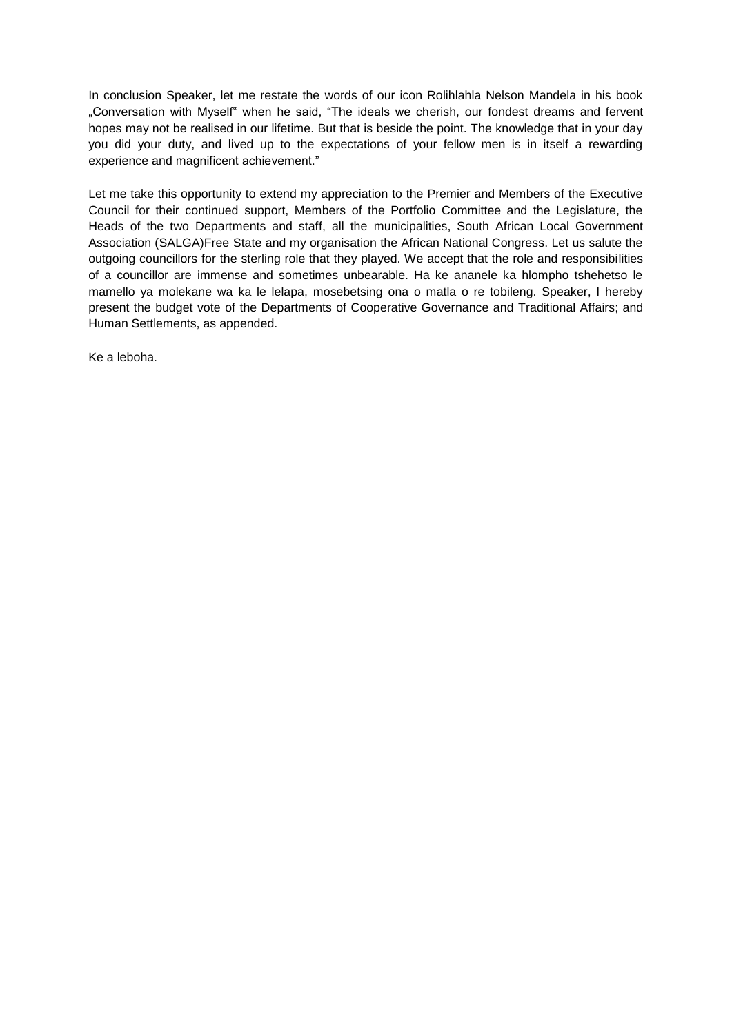In conclusion Speaker, let me restate the words of our icon Rolihlahla Nelson Mandela in his book „Conversation with Myself" when he said, "The ideals we cherish, our fondest dreams and fervent hopes may not be realised in our lifetime. But that is beside the point. The knowledge that in your day you did your duty, and lived up to the expectations of your fellow men is in itself a rewarding experience and magnificent achievement."

Let me take this opportunity to extend my appreciation to the Premier and Members of the Executive Council for their continued support, Members of the Portfolio Committee and the Legislature, the Heads of the two Departments and staff, all the municipalities, South African Local Government Association (SALGA)Free State and my organisation the African National Congress. Let us salute the outgoing councillors for the sterling role that they played. We accept that the role and responsibilities of a councillor are immense and sometimes unbearable. Ha ke ananele ka hlompho tshehetso le mamello ya molekane wa ka le lelapa, mosebetsing ona o matla o re tobileng. Speaker, I hereby present the budget vote of the Departments of Cooperative Governance and Traditional Affairs; and Human Settlements, as appended.

Ke a leboha.